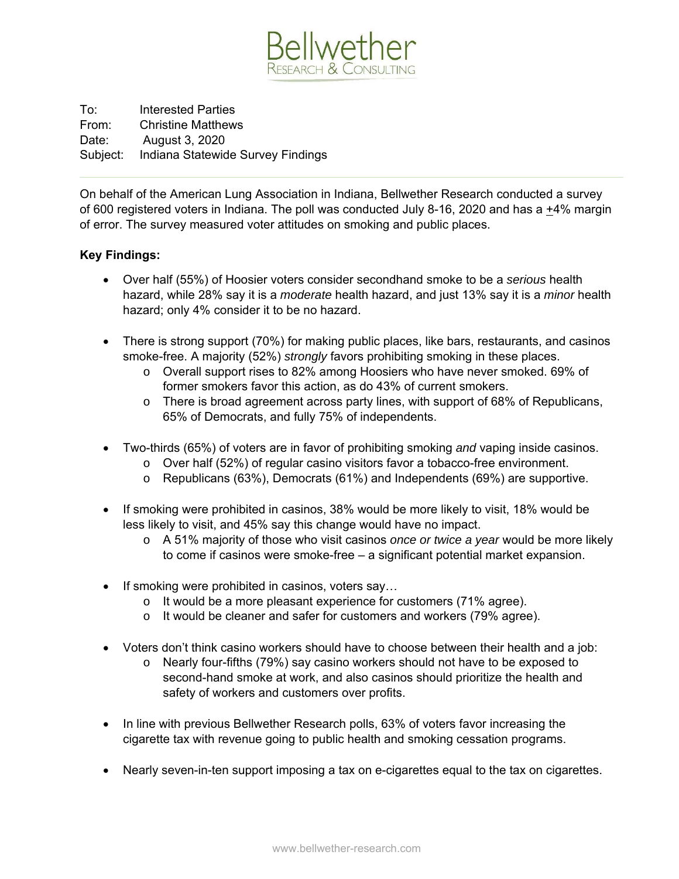Bellwether
RESEARCH & CONSULTING

To: Interested Parties
From: Christine Matthews
Date: August 3, 2020
Subject: Indiana Statewide Survey Findings

---

On behalf of the American Lung Association in Indiana, Bellwether Research conducted a survey of 600 registered voters in Indiana. The poll was conducted July 8-16, 2020 and has a ±4% margin of error. The survey measured voter attitudes on smoking and public places.

**Key Findings:**

- Over half (55%) of Hoosier voters consider secondhand smoke to be a *serious* health hazard, while 28% say it is a *moderate* health hazard, and just 13% say it is a *minor* health hazard; only 4% consider it to be no hazard.

- There is strong support (70%) for making public places, like bars, restaurants, and casinos smoke-free. A majority (52%) *strongly* favors prohibiting smoking in these places.
  - Overall support rises to 82% among Hoosiers who have never smoked. 69% of former smokers favor this action, as do 43% of current smokers.
  - There is broad agreement across party lines, with support of 68% of Republicans, 65% of Democrats, and fully 75% of independents.

- Two-thirds (65%) of voters are in favor of prohibiting smoking *and* vaping inside casinos.
  - Over half (52%) of regular casino visitors favor a tobacco-free environment.
  - Republicans (63%), Democrats (61%) and Independents (69%) are supportive.

- If smoking were prohibited in casinos, 38% would be more likely to visit, 18% would be less likely to visit, and 45% say this change would have no impact.
  - A 51% majority of those who visit casinos *once or twice a year* would be more likely to come if casinos were smoke-free – a significant potential market expansion.

- If smoking were prohibited in casinos, voters say…
  - It would be a more pleasant experience for customers (71% agree).
  - It would be cleaner and safer for customers and workers (79% agree).

- Voters don't think casino workers should have to choose between their health and a job:
  - Nearly four-fifths (79%) say casino workers should not have to be exposed to second-hand smoke at work, and also casinos should prioritize the health and safety of workers and customers over profits.

- In line with previous Bellwether Research polls, 63% of voters favor increasing the cigarette tax with revenue going to public health and smoking cessation programs.

- Nearly seven-in-ten support imposing a tax on e-cigarettes equal to the tax on cigarettes.

www.bellwether-research.com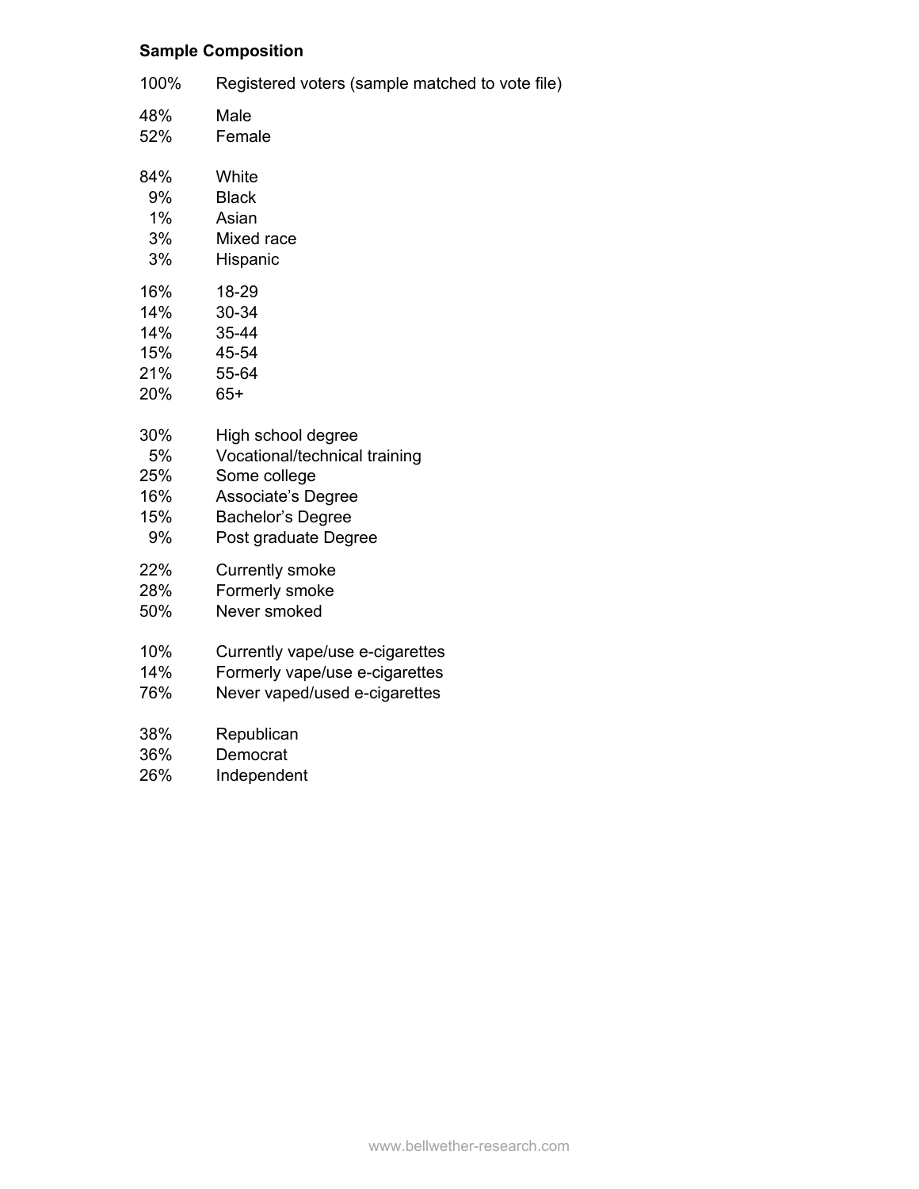**Sample Composition**

| | |
|---|---|
| 100% | Registered voters (sample matched to vote file) |
| 48% | Male |
| 52% | Female |
| 84% | White |
| 9% | Black |
| 1% | Asian |
| 3% | Mixed race |
| 3% | Hispanic |
| 16% | 18-29 |
| 14% | 30-34 |
| 14% | 35-44 |
| 15% | 45-54 |
| 21% | 55-64 |
| 20% | 65+ |
| 30% | High school degree |
| 5% | Vocational/technical training |
| 25% | Some college |
| 16% | Associate's Degree |
| 15% | Bachelor's Degree |
| 9% | Post graduate Degree |
| 22% | Currently smoke |
| 28% | Formerly smoke |
| 50% | Never smoked |
| 10% | Currently vape/use e-cigarettes |
| 14% | Formerly vape/use e-cigarettes |
| 76% | Never vaped/used e-cigarettes |
| 38% | Republican |
| 36% | Democrat |
| 26% | Independent |